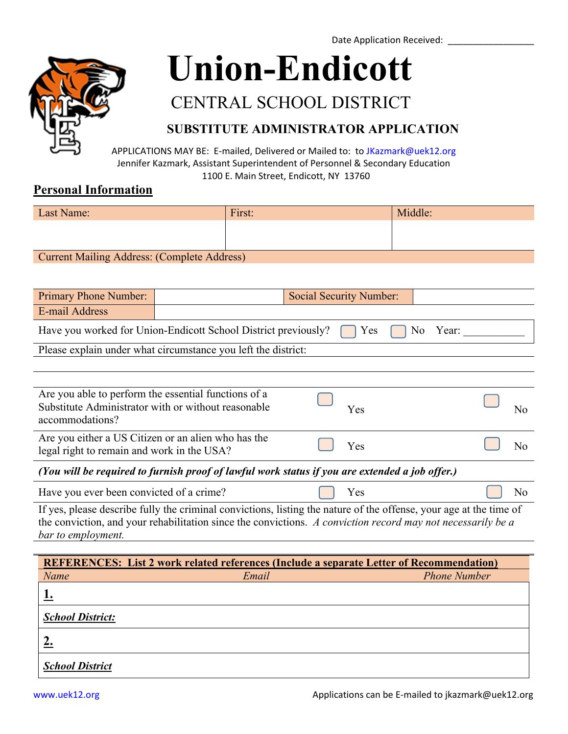Date Application Received: ________________

# Union-Endicott

## CENTRAL SCHOOL DISTRICT

### SUBSTITUTE ADMINISTRATOR APPLICATION

APPLICATIONS MAY BE: E-mailed, Delivered or Mailed to: to JKazmark@uek12.org
Jennifer Kazmark, Assistant Superintendent of Personnel & Secondary Education
1100 E. Main Street, Endicott, NY 13760

## Personal Information

| Last Name: | First: | Middle: |
|---|---|---|
| | | |

| Current Mailing Address: (Complete Address) |
|---|
| |

| Primary Phone Number: | | Social Security Number: | |
|---|---|---|---|
| E-mail Address | | | |

Have you worked for Union-Endicott School District previously? ☐ Yes ☐ No Year: ___________

Please explain under what circumstance you left the district:

| | | |
|---|---|---|
| Are you able to perform the essential functions of a Substitute Administrator with or without reasonable accommodations? | ☐ Yes | ☐ No |
| Are you either a US Citizen or an alien who has the legal right to remain and work in the USA? | ☐ Yes | ☐ No |

***(You will be required to furnish proof of lawful work status if you are extended a job offer.)***

| | | |
|---|---|---|
| Have you ever been convicted of a crime? | ☐ Yes | ☐ No |

If yes, please describe fully the criminal convictions, listing the nature of the offense, your age at the time of the conviction, and your rehabilitation since the convictions. *A conviction record may not necessarily be a bar to employment.*

| **REFERENCES: List 2 work related references (Include a separate Letter of Recommendation)** | | |
|---|---|---|
| *Name* | *Email* | *Phone Number* |
| **1.** | | |
| ***School District:*** | | |
| **2.** | | |
| ***School District*** | | |

www.uek12.org

Applications can be E-mailed to jkazmark@uek12.org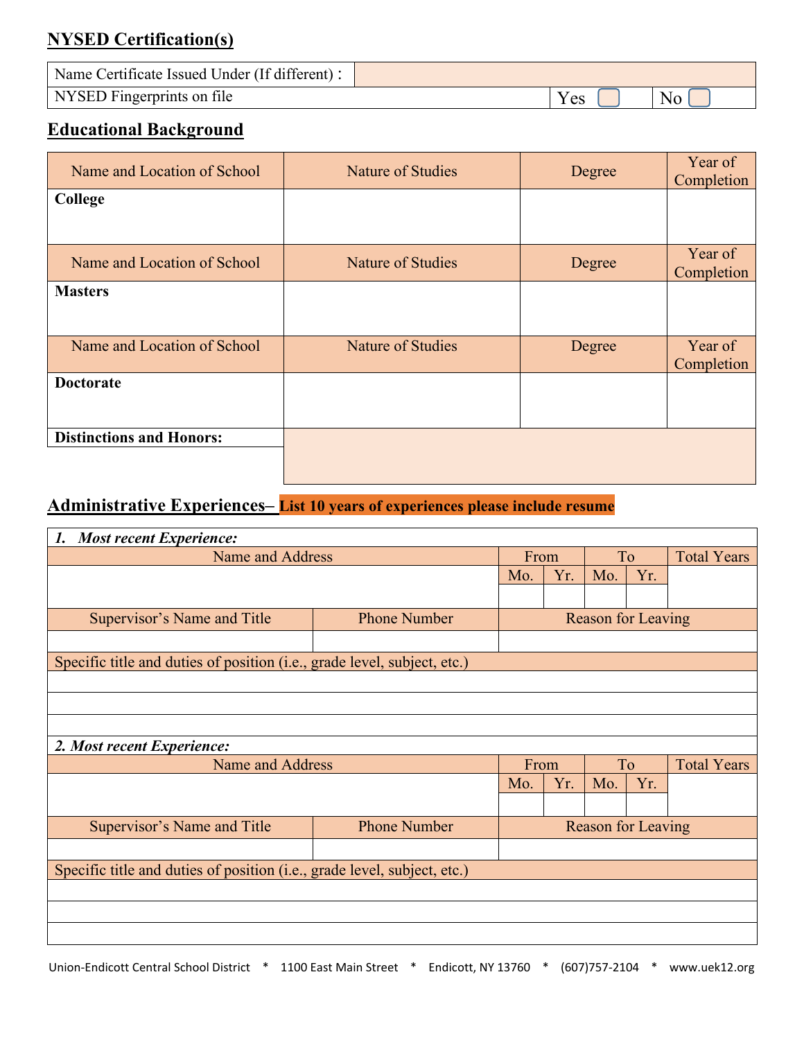## NYSED Certification(s)

| Name Certificate Issued Under (If different) : | | |
|---|---|---|
| NYSED Fingerprints on file | Yes ☐ | No ☐ |

## Educational Background

| Name and Location of School | Nature of Studies | Degree | Year of Completion |
|---|---|---|---|
| **College** | | | |
| Name and Location of School | Nature of Studies | Degree | Year of Completion |
| **Masters** | | | |
| Name and Location of School | Nature of Studies | Degree | Year of Completion |
| **Doctorate** | | | |
| **Distinctions and Honors:** | | | |

## Administrative Experiences– List 10 years of experiences please include resume

***1. Most recent Experience:***

| Name and Address | From | | To | | Total Years |
|---|---|---|---|---|---|
| | Mo. | Yr. | Mo. | Yr. | |
| | | | | | |

| Supervisor's Name and Title | Phone Number | Reason for Leaving |
|---|---|---|
| | | |

| Specific title and duties of position (i.e., grade level, subject, etc.) |
|---|
| |
| |
| |

***2. Most recent Experience:***

| Name and Address | From | | To | | Total Years |
|---|---|---|---|---|---|
| | Mo. | Yr. | Mo. | Yr. | |
| | | | | | |

| Supervisor's Name and Title | Phone Number | Reason for Leaving |
|---|---|---|
| | | |

| Specific title and duties of position (i.e., grade level, subject, etc.) |
|---|
| |
| |
| |

Union-Endicott Central School District * 1100 East Main Street * Endicott, NY 13760 * (607)757-2104 * www.uek12.org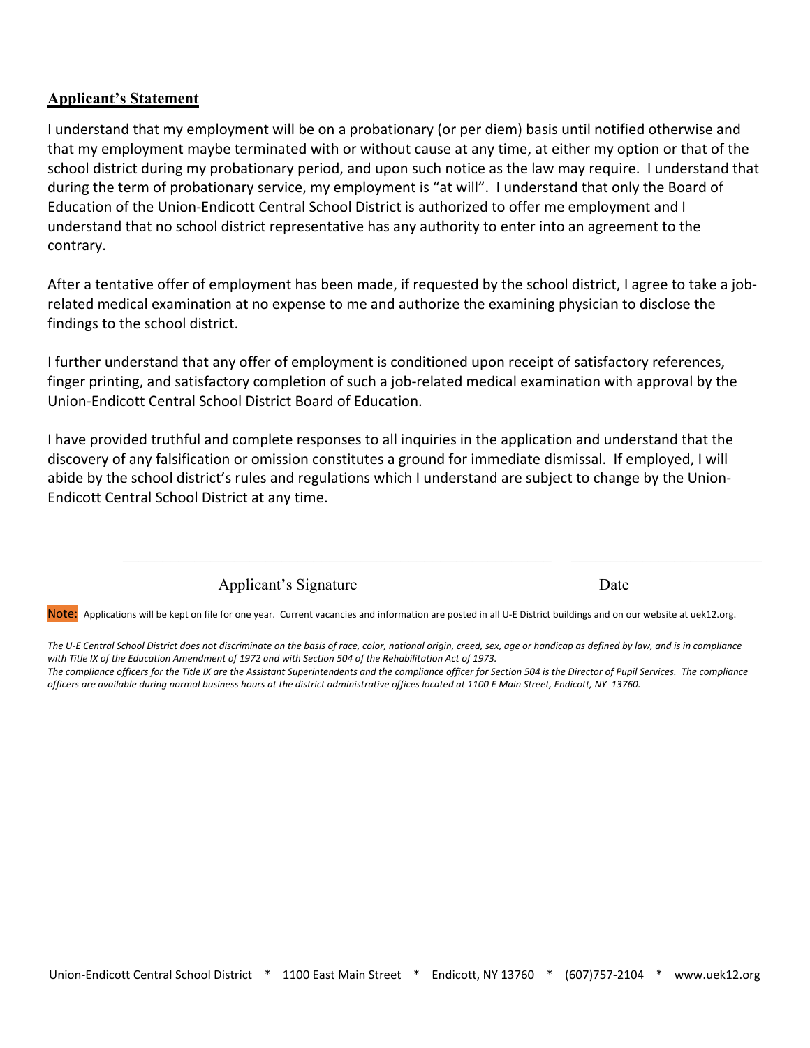**Applicant's Statement**

I understand that my employment will be on a probationary (or per diem) basis until notified otherwise and that my employment maybe terminated with or without cause at any time, at either my option or that of the school district during my probationary period, and upon such notice as the law may require. I understand that during the term of probationary service, my employment is "at will". I understand that only the Board of Education of the Union-Endicott Central School District is authorized to offer me employment and I understand that no school district representative has any authority to enter into an agreement to the contrary.

After a tentative offer of employment has been made, if requested by the school district, I agree to take a job-related medical examination at no expense to me and authorize the examining physician to disclose the findings to the school district.

I further understand that any offer of employment is conditioned upon receipt of satisfactory references, finger printing, and satisfactory completion of such a job-related medical examination with approval by the Union-Endicott Central School District Board of Education.

I have provided truthful and complete responses to all inquiries in the application and understand that the discovery of any falsification or omission constitutes a ground for immediate dismissal. If employed, I will abide by the school district's rules and regulations which I understand are subject to change by the Union-Endicott Central School District at any time.

\_\_\_\_\_\_\_\_\_\_\_\_\_\_\_\_\_\_\_\_\_\_\_\_\_\_\_\_\_\_\_\_\_\_\_\_\_\_\_\_\_\_\_\_\_\_\_\_ \_\_\_\_\_\_\_\_\_\_\_\_\_\_\_\_\_\_\_\_\_\_

Applicant's Signature Date

Note: Applications will be kept on file for one year. Current vacancies and information are posted in all U-E District buildings and on our website at uek12.org.

*The U-E Central School District does not discriminate on the basis of race, color, national origin, creed, sex, age or handicap as defined by law, and is in compliance with Title IX of the Education Amendment of 1972 and with Section 504 of the Rehabilitation Act of 1973.*
*The compliance officers for the Title IX are the Assistant Superintendents and the compliance officer for Section 504 is the Director of Pupil Services. The compliance officers are available during normal business hours at the district administrative offices located at 1100 E Main Street, Endicott, NY 13760.*

Union-Endicott Central School District * 1100 East Main Street * Endicott, NY 13760 * (607)757-2104 * www.uek12.org